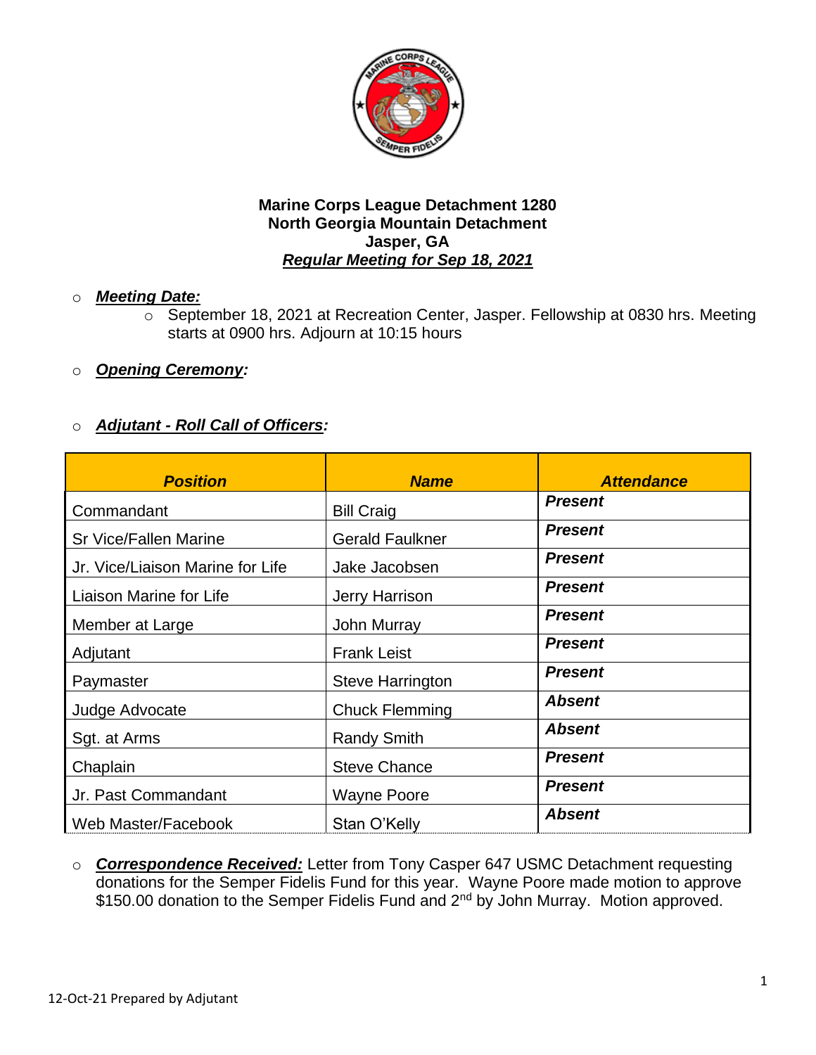**Marine Corps League Detachment 1280**
**North Georgia Mountain Detachment**
**Jasper, GA**
***Regular Meeting for Sep 18, 2021***

- ***Meeting Date:***
  - September 18, 2021 at Recreation Center, Jasper. Fellowship at 0830 hrs. Meeting starts at 0900 hrs. Adjourn at 10:15 hours

- ***Opening Ceremony:***

- ***Adjutant - Roll Call of Officers:***

| *Position* | *Name* | *Attendance* |
|---|---|---|
| Commandant | Bill Craig | ***Present*** |
| Sr Vice/Fallen Marine | Gerald Faulkner | ***Present*** |
| Jr. Vice/Liaison Marine for Life | Jake Jacobsen | ***Present*** |
| Liaison Marine for Life | Jerry Harrison | ***Present*** |
| Member at Large | John Murray | ***Present*** |
| Adjutant | Frank Leist | ***Present*** |
| Paymaster | Steve Harrington | ***Present*** |
| Judge Advocate | Chuck Flemming | ***Absent*** |
| Sgt. at Arms | Randy Smith | ***Absent*** |
| Chaplain | Steve Chance | ***Present*** |
| Jr. Past Commandant | Wayne Poore | ***Present*** |
| Web Master/Facebook | Stan O'Kelly | ***Absent*** |

- ***Correspondence Received:*** Letter from Tony Casper 647 USMC Detachment requesting donations for the Semper Fidelis Fund for this year. Wayne Poore made motion to approve $150.00 donation to the Semper Fidelis Fund and 2nd by John Murray. Motion approved.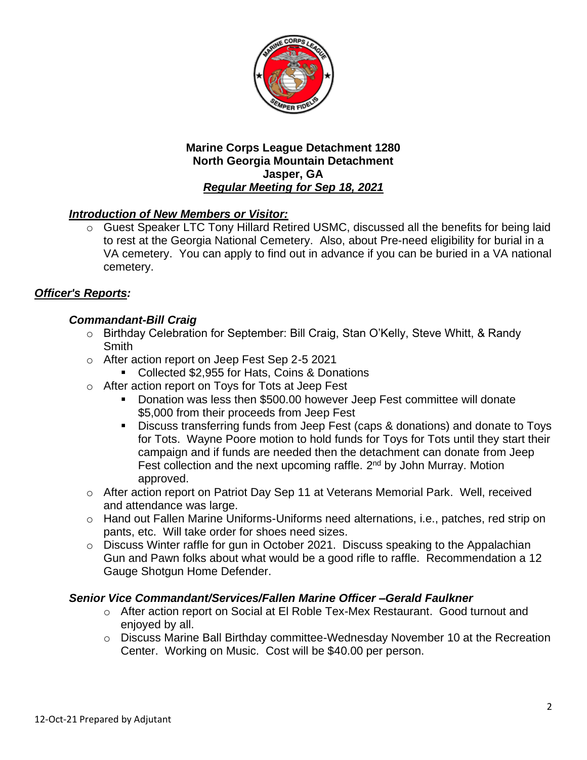**Marine Corps League Detachment 1280**
**North Georgia Mountain Detachment**
**Jasper, GA**
***Regular Meeting for Sep 18, 2021***

## *Introduction of New Members or Visitor:*

- Guest Speaker LTC Tony Hillard Retired USMC, discussed all the benefits for being laid to rest at the Georgia National Cemetery. Also, about Pre-need eligibility for burial in a VA cemetery. You can apply to find out in advance if you can be buried in a VA national cemetery.

## *Officer's Reports:*

### *Commandant-Bill Craig*

- Birthday Celebration for September: Bill Craig, Stan O'Kelly, Steve Whitt, & Randy Smith
- After action report on Jeep Fest Sep 2-5 2021
  - Collected $2,955 for Hats, Coins & Donations
- After action report on Toys for Tots at Jeep Fest
  - Donation was less then $500.00 however Jeep Fest committee will donate $5,000 from their proceeds from Jeep Fest
  - Discuss transferring funds from Jeep Fest (caps & donations) and donate to Toys for Tots. Wayne Poore motion to hold funds for Toys for Tots until they start their campaign and if funds are needed then the detachment can donate from Jeep Fest collection and the next upcoming raffle. 2nd by John Murray. Motion approved.
- After action report on Patriot Day Sep 11 at Veterans Memorial Park. Well, received and attendance was large.
- Hand out Fallen Marine Uniforms-Uniforms need alternations, i.e., patches, red strip on pants, etc. Will take order for shoes need sizes.
- Discuss Winter raffle for gun in October 2021. Discuss speaking to the Appalachian Gun and Pawn folks about what would be a good rifle to raffle. Recommendation a 12 Gauge Shotgun Home Defender.

### *Senior Vice Commandant/Services/Fallen Marine Officer –Gerald Faulkner*

- After action report on Social at El Roble Tex-Mex Restaurant. Good turnout and enjoyed by all.
- Discuss Marine Ball Birthday committee-Wednesday November 10 at the Recreation Center. Working on Music. Cost will be $40.00 per person.

12-Oct-21 Prepared by Adjutant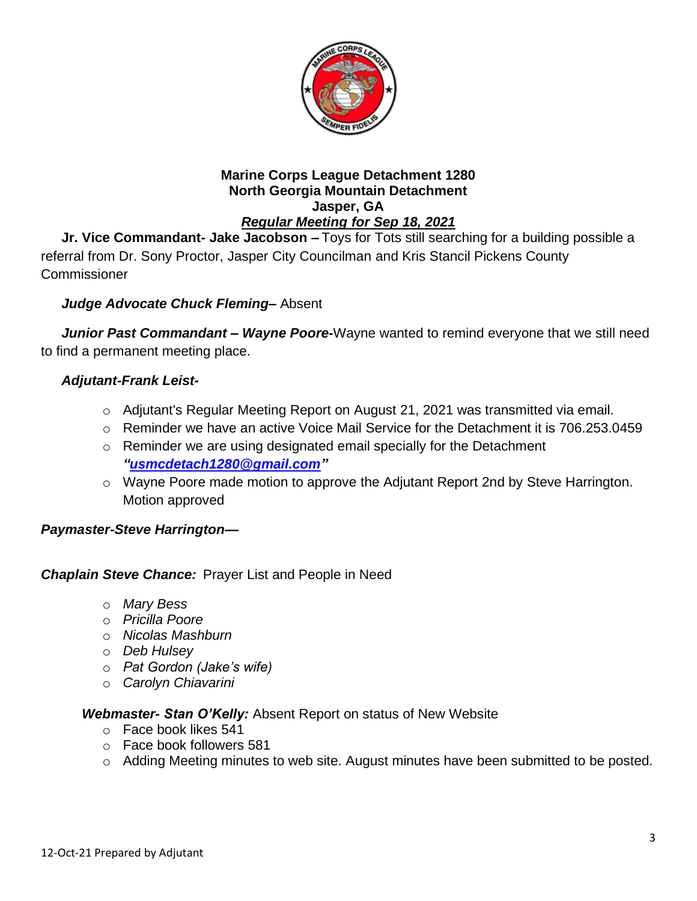**Marine Corps League Detachment 1280**
**North Georgia Mountain Detachment**
**Jasper, GA**
***Regular Meeting for Sep 18, 2021***

**Jr. Vice Commandant- Jake Jacobson –** Toys for Tots still searching for a building possible a referral from Dr. Sony Proctor, Jasper City Councilman and Kris Stancil Pickens County Commissioner

***Judge Advocate Chuck Fleming–*** Absent

***Junior Past Commandant – Wayne Poore-***Wayne wanted to remind everyone that we still need to find a permanent meeting place.

***Adjutant-Frank Leist-***

- Adjutant's Regular Meeting Report on August 21, 2021 was transmitted via email.
- Reminder we have an active Voice Mail Service for the Detachment it is 706.253.0459
- Reminder we are using designated email specially for the Detachment ***"usmcdetach1280@gmail.com"***
- Wayne Poore made motion to approve the Adjutant Report 2nd by Steve Harrington. Motion approved

***Paymaster-Steve Harrington—***

***Chaplain Steve Chance:*** Prayer List and People in Need

- *Mary Bess*
- *Pricilla Poore*
- *Nicolas Mashburn*
- *Deb Hulsey*
- *Pat Gordon (Jake's wife)*
- *Carolyn Chiavarini*

***Webmaster- Stan O'Kelly:*** Absent Report on status of New Website

- Face book likes 541
- Face book followers 581
- Adding Meeting minutes to web site. August minutes have been submitted to be posted.

12-Oct-21 Prepared by Adjutant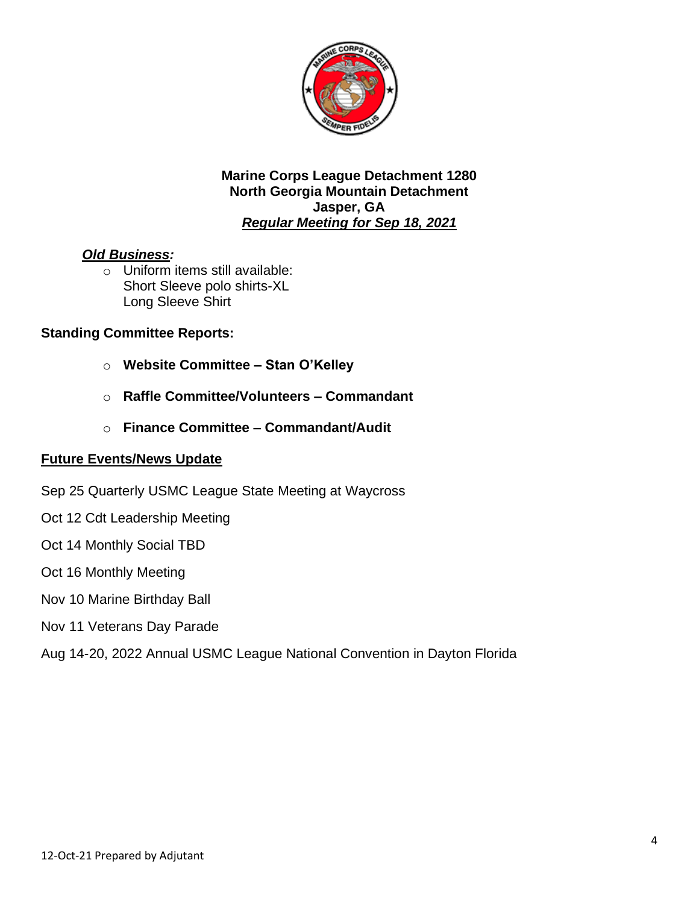**Marine Corps League Detachment 1280**
**North Georgia Mountain Detachment**
**Jasper, GA**
***Regular Meeting for Sep 18, 2021***

***Old Business:***

- Uniform items still available:
  Short Sleeve polo shirts-XL
  Long Sleeve Shirt

**Standing Committee Reports:**

- **Website Committee – Stan O'Kelley**
- **Raffle Committee/Volunteers – Commandant**
- **Finance Committee – Commandant/Audit**

**Future Events/News Update**

Sep 25 Quarterly USMC League State Meeting at Waycross

Oct 12 Cdt Leadership Meeting

Oct 14 Monthly Social TBD

Oct 16 Monthly Meeting

Nov 10 Marine Birthday Ball

Nov 11 Veterans Day Parade

Aug 14-20, 2022 Annual USMC League National Convention in Dayton Florida

12-Oct-21 Prepared by Adjutant